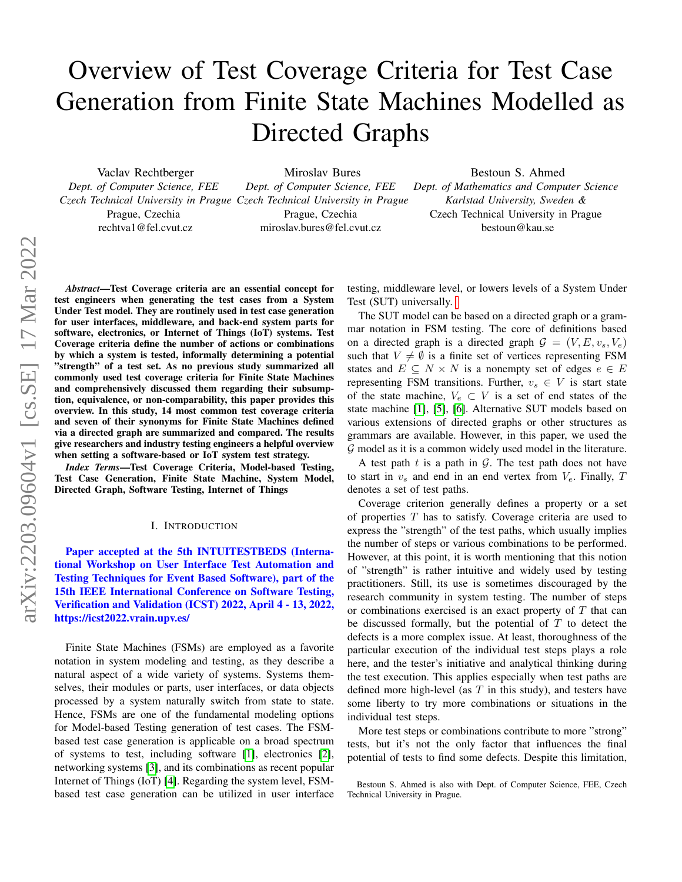# Overview of Test Coverage Criteria for Test Case Generation from Finite State Machines Modelled as Directed Graphs

Vaclav Rechtberger
*Dept. of Computer Science, FEE*
*Czech Technical University in Prague*
Prague, Czechia
rechtva1@fel.cvut.cz

Miroslav Bures
*Dept. of Computer Science, FEE*
*Czech Technical University in Prague*
Prague, Czechia
miroslav.bures@fel.cvut.cz

Bestoun S. Ahmed
*Dept. of Mathematics and Computer Science*
*Karlstad University, Sweden &*
Czech Technical University in Prague
bestoun@kau.se

***Abstract*—Test Coverage criteria are an essential concept for test engineers when generating the test cases from a System Under Test model. They are routinely used in test case generation for user interfaces, middleware, and back-end system parts for software, electronics, or Internet of Things (IoT) systems. Test Coverage criteria define the number of actions or combinations by which a system is tested, informally determining a potential "strength" of a test set. As no previous study summarized all commonly used test coverage criteria for Finite State Machines and comprehensively discussed them regarding their subsumption, equivalence, or non-comparability, this paper provides this overview. In this study, 14 most common test coverage criteria and seven of their synonyms for Finite State Machines defined via a directed graph are summarized and compared. The results give researchers and industry testing engineers a helpful overview when setting a software-based or IoT system test strategy.**

***Index Terms*—Test Coverage Criteria, Model-based Testing, Test Case Generation, Finite State Machine, System Model, Directed Graph, Software Testing, Internet of Things**

## I. Introduction

**Paper accepted at the 5th INTUITESTBEDS (International Workshop on User Interface Test Automation and Testing Techniques for Event Based Software), part of the 15th IEEE International Conference on Software Testing, Verification and Validation (ICST) 2022, April 4 - 13, 2022, https://icst2022.vrain.upv.es/**

Finite State Machines (FSMs) are employed as a favorite notation in system modeling and testing, as they describe a natural aspect of a wide variety of systems. Systems themselves, their modules or parts, user interfaces, or data objects processed by a system naturally switch from state to state. Hence, FSMs are one of the fundamental modeling options for Model-based Testing generation of test cases. The FSM-based test case generation is applicable on a broad spectrum of systems to test, including software [1], electronics [2], networking systems [3], and its combinations as recent popular Internet of Things (IoT) [4]. Regarding the system level, FSM-based test case generation can be utilized in user interface testing, middleware level, or lowers levels of a System Under Test (SUT) universally. [

The SUT model can be based on a directed graph or a grammar notation in FSM testing. The core of definitions based on a directed graph is a directed graph $\mathcal{G} = (V, E, v_s, V_e)$ such that $V \neq \emptyset$ is a finite set of vertices representing FSM states and $E \subseteq N \times N$ is a nonempty set of edges $e \in E$ representing FSM transitions. Further, $v_s \in V$ is start state of the state machine, $V_e \subset V$ is a set of end states of the state machine [1], [5], [6]. Alternative SUT models based on various extensions of directed graphs or other structures as grammars are available. However, in this paper, we used the $\mathcal{G}$ model as it is a common widely used model in the literature.

A test path $t$ is a path in $\mathcal{G}$. The test path does not have to start in $v_s$ and end in an end vertex from $V_e$. Finally, $T$ denotes a set of test paths.

Coverage criterion generally defines a property or a set of properties $T$ has to satisfy. Coverage criteria are used to express the "strength" of the test paths, which usually implies the number of steps or various combinations to be performed. However, at this point, it is worth mentioning that this notion of "strength" is rather intuitive and widely used by testing practitioners. Still, its use is sometimes discouraged by the research community in system testing. The number of steps or combinations exercised is an exact property of $T$ that can be discussed formally, but the potential of $T$ to detect the defects is a more complex issue. At least, thoroughness of the particular execution of the individual test steps plays a role here, and the tester's initiative and analytical thinking during the test execution. This applies especially when test paths are defined more high-level (as $T$ in this study), and testers have some liberty to try more combinations or situations in the individual test steps.

More test steps or combinations contribute to more "strong" tests, but it's not the only factor that influences the final potential of tests to find some defects. Despite this limitation,

Bestoun S. Ahmed is also with Dept. of Computer Science, FEE, Czech Technical University in Prague.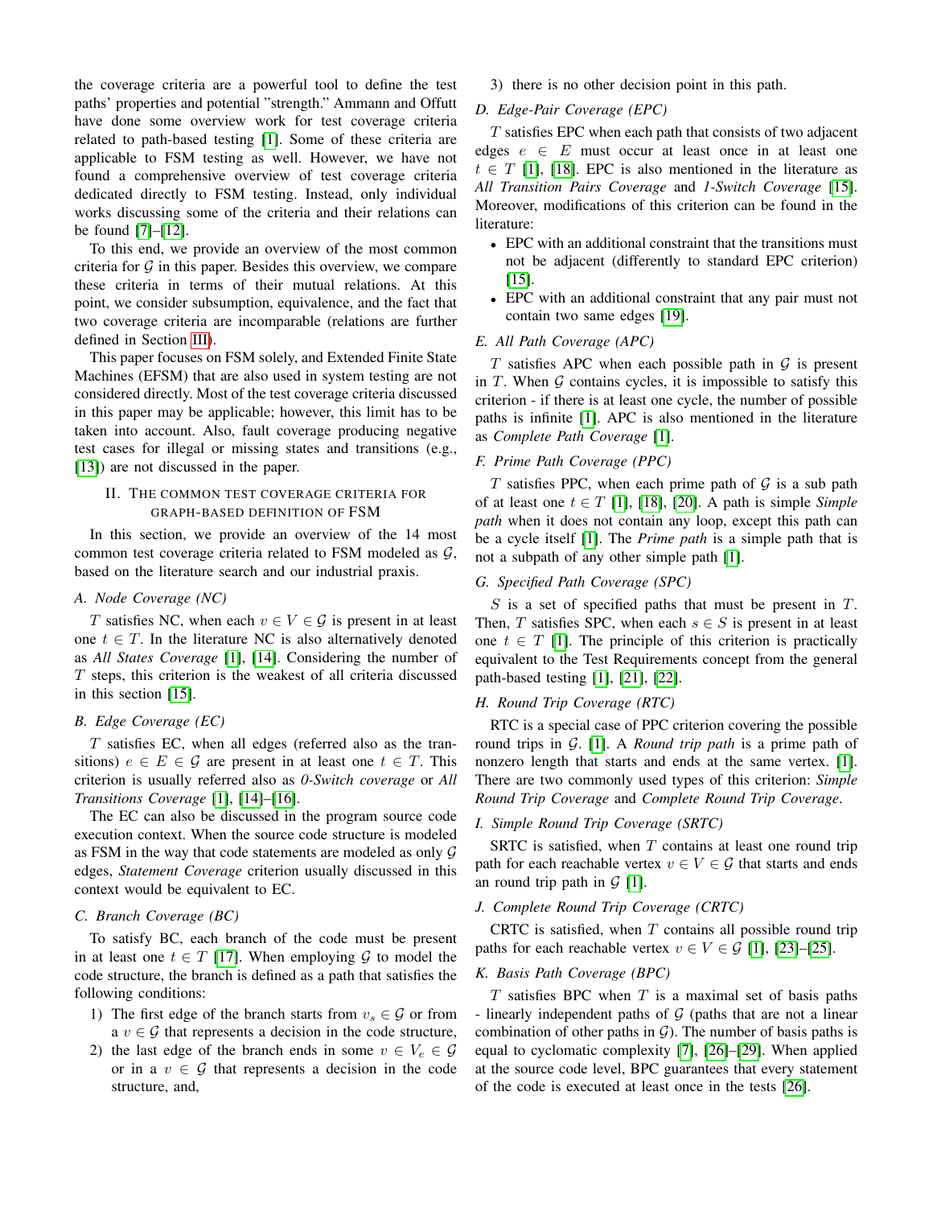the coverage criteria are a powerful tool to define the test paths' properties and potential "strength." Ammann and Offutt have done some overview work for test coverage criteria related to path-based testing [1]. Some of these criteria are applicable to FSM testing as well. However, we have not found a comprehensive overview of test coverage criteria dedicated directly to FSM testing. Instead, only individual works discussing some of the criteria and their relations can be found [7]–[12].

To this end, we provide an overview of the most common criteria for $\mathcal{G}$ in this paper. Besides this overview, we compare these criteria in terms of their mutual relations. At this point, we consider subsumption, equivalence, and the fact that two coverage criteria are incomparable (relations are further defined in Section III).

This paper focuses on FSM solely, and Extended Finite State Machines (EFSM) that are also used in system testing are not considered directly. Most of the test coverage criteria discussed in this paper may be applicable; however, this limit has to be taken into account. Also, fault coverage producing negative test cases for illegal or missing states and transitions (e.g., [13]) are not discussed in the paper.

## II. The Common Test Coverage Criteria for Graph-Based Definition of FSM

In this section, we provide an overview of the 14 most common test coverage criteria related to FSM modeled as $\mathcal{G}$, based on the literature search and our industrial praxis.

### A. Node Coverage (NC)

$T$ satisfies NC, when each $v \in V \in \mathcal{G}$ is present in at least one $t \in T$. In the literature NC is also alternatively denoted as *All States Coverage* [1], [14]. Considering the number of $T$ steps, this criterion is the weakest of all criteria discussed in this section [15].

### B. Edge Coverage (EC)

$T$ satisfies EC, when all edges (referred also as the transitions) $e \in E \in \mathcal{G}$ are present in at least one $t \in T$. This criterion is usually referred also as *0-Switch coverage* or *All Transitions Coverage* [1], [14]–[16].

The EC can also be discussed in the program source code execution context. When the source code structure is modeled as FSM in the way that code statements are modeled as only $\mathcal{G}$ edges, *Statement Coverage* criterion usually discussed in this context would be equivalent to EC.

### C. Branch Coverage (BC)

To satisfy BC, each branch of the code must be present in at least one $t \in T$ [17]. When employing $\mathcal{G}$ to model the code structure, the branch is defined as a path that satisfies the following conditions:

1) The first edge of the branch starts from $v_s \in \mathcal{G}$ or from a $v \in \mathcal{G}$ that represents a decision in the code structure,
2) the last edge of the branch ends in some $v \in V_e \in \mathcal{G}$ or in a $v \in \mathcal{G}$ that represents a decision in the code structure, and,
3) there is no other decision point in this path.

### D. Edge-Pair Coverage (EPC)

$T$ satisfies EPC when each path that consists of two adjacent edges $e \in E$ must occur at least once in at least one $t \in T$ [1], [18]. EPC is also mentioned in the literature as *All Transition Pairs Coverage* and *1-Switch Coverage* [15]. Moreover, modifications of this criterion can be found in the literature:

- EPC with an additional constraint that the transitions must not be adjacent (differently to standard EPC criterion) [15].
- EPC with an additional constraint that any pair must not contain two same edges [19].

### E. All Path Coverage (APC)

$T$ satisfies APC when each possible path in $\mathcal{G}$ is present in $T$. When $\mathcal{G}$ contains cycles, it is impossible to satisfy this criterion - if there is at least one cycle, the number of possible paths is infinite [1]. APC is also mentioned in the literature as *Complete Path Coverage* [1].

### F. Prime Path Coverage (PPC)

$T$ satisfies PPC, when each prime path of $\mathcal{G}$ is a sub path of at least one $t \in T$ [1], [18], [20]. A path is simple *Simple path* when it does not contain any loop, except this path can be a cycle itself [1]. The *Prime path* is a simple path that is not a subpath of any other simple path [1].

### G. Specified Path Coverage (SPC)

$S$ is a set of specified paths that must be present in $T$. Then, $T$ satisfies SPC, when each $s \in S$ is present in at least one $t \in T$ [1]. The principle of this criterion is practically equivalent to the Test Requirements concept from the general path-based testing [1], [21], [22].

### H. Round Trip Coverage (RTC)

RTC is a special case of PPC criterion covering the possible round trips in $\mathcal{G}$. [1]. A *Round trip path* is a prime path of nonzero length that starts and ends at the same vertex. [1]. There are two commonly used types of this criterion: *Simple Round Trip Coverage* and *Complete Round Trip Coverage*.

### I. Simple Round Trip Coverage (SRTC)

SRTC is satisfied, when $T$ contains at least one round trip path for each reachable vertex $v \in V \in \mathcal{G}$ that starts and ends an round trip path in $\mathcal{G}$ [1].

### J. Complete Round Trip Coverage (CRTC)

CRTC is satisfied, when $T$ contains all possible round trip paths for each reachable vertex $v \in V \in \mathcal{G}$ [1], [23]–[25].

### K. Basis Path Coverage (BPC)

$T$ satisfies BPC when $T$ is a maximal set of basis paths - linearly independent paths of $\mathcal{G}$ (paths that are not a linear combination of other paths in $\mathcal{G}$). The number of basis paths is equal to cyclomatic complexity [7], [26]–[29]. When applied at the source code level, BPC guarantees that every statement of the code is executed at least once in the tests [26].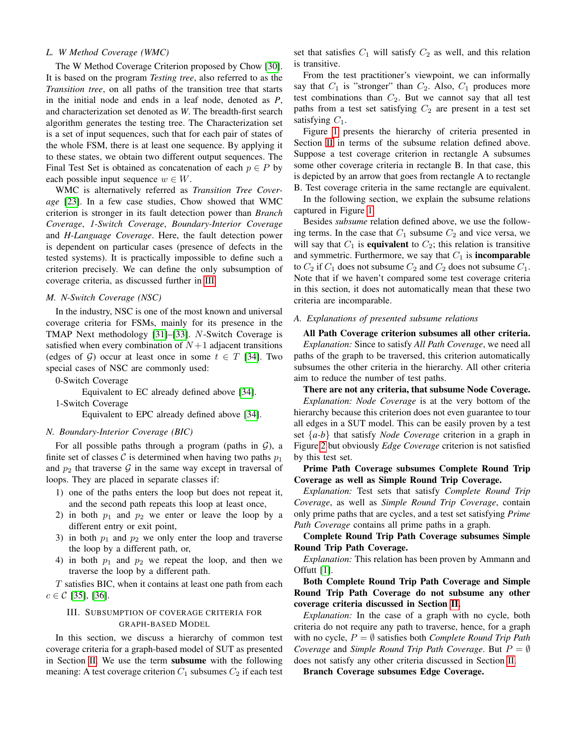### L. W Method Coverage (WMC)

The W Method Coverage Criterion proposed by Chow [30]. It is based on the program *Testing tree*, also referred to as the *Transition tree*, on all paths of the transition tree that starts in the initial node and ends in a leaf node, denoted as *P*, and characterization set denoted as *W*. The breadth-first search algorithm generates the testing tree. The Characterization set is a set of input sequences, such that for each pair of states of the whole FSM, there is at least one sequence. By applying it to these states, we obtain two different output sequences. The Final Test Set is obtained as concatenation of each $p \in P$ by each possible input sequence $w \in W$.

WMC is alternatively referred as *Transition Tree Coverage* [23]. In a few case studies, Chow showed that WMC criterion is stronger in its fault detection power than *Branch Coverage*, *1-Switch Coverage*, *Boundary-Interior Coverage* and *H-Language Coverage*. Here, the fault detection power is dependent on particular cases (presence of defects in the tested systems). It is practically impossible to define such a criterion precisely. We can define the only subsumption of coverage criteria, as discussed further in III.

### M. N-Switch Coverage (NSC)

In the industry, NSC is one of the most known and universal coverage criteria for FSMs, mainly for its presence in the TMAP Next methodology [31]–[33]. $N$-Switch Coverage is satisfied when every combination of $N+1$ adjacent transitions (edges of $\mathcal{G}$) occur at least once in some $t \in T$ [34]. Two special cases of NSC are commonly used:

0-Switch Coverage
: Equivalent to EC already defined above [34].

1-Switch Coverage
: Equivalent to EPC already defined above [34].

### N. Boundary-Interior Coverage (BIC)

For all possible paths through a program (paths in $\mathcal{G}$), a finite set of classes $\mathcal{C}$ is determined when having two paths $p_1$ and $p_2$ that traverse $\mathcal{G}$ in the same way except in traversal of loops. They are placed in separate classes if:

1) one of the paths enters the loop but does not repeat it, and the second path repeats this loop at least once,
2) in both $p_1$ and $p_2$ we enter or leave the loop by a different entry or exit point,
3) in both $p_1$ and $p_2$ we only enter the loop and traverse the loop by a different path, or,
4) in both $p_1$ and $p_2$ we repeat the loop, and then we traverse the loop by a different path.

$T$ satisfies BIC, when it contains at least one path from each $c \in \mathcal{C}$ [35], [36].

## III. Subsumption of Coverage Criteria for Graph-Based Model

In this section, we discuss a hierarchy of common test coverage criteria for a graph-based model of SUT as presented in Section II. We use the term **subsume** with the following meaning: A test coverage criterion $C_1$ subsumes $C_2$ if each test set that satisfies $C_1$ will satisfy $C_2$ as well, and this relation is transitive.

From the test practitioner's viewpoint, we can informally say that $C_1$ is "stronger" than $C_2$. Also, $C_1$ produces more test combinations than $C_2$. But we cannot say that all test paths from a test set satisfying $C_2$ are present in a test set satisfying $C_1$.

Figure 1 presents the hierarchy of criteria presented in Section II in terms of the subsume relation defined above. Suppose a test coverage criterion in rectangle A subsumes some other coverage criteria in rectangle B. In that case, this is depicted by an arrow that goes from rectangle A to rectangle B. Test coverage criteria in the same rectangle are equivalent. In the following section, we explain the subsume relations captured in Figure 1.

Besides *subsume* relation defined above, we use the following terms. In the case that $C_1$ subsume $C_2$ and vice versa, we will say that $C_1$ is **equivalent** to $C_2$; this relation is transitive and symmetric. Furthermore, we say that $C_1$ is **incomparable** to $C_2$ if $C_1$ does not subsume $C_2$ and $C_2$ does not subsume $C_1$. Note that if we haven't compared some test coverage criteria in this section, it does not automatically mean that these two criteria are incomparable.

### A. Explanations of presented subsume relations

**All Path Coverage criterion subsumes all other criteria.**

*Explanation:* Since to satisfy *All Path Coverage*, we need all paths of the graph to be traversed, this criterion automatically subsumes the other criteria in the hierarchy. All other criteria aim to reduce the number of test paths.

**There are not any criteria, that subsume Node Coverage.**

*Explanation: Node Coverage* is at the very bottom of the hierarchy because this criterion does not even guarantee to tour all edges in a SUT model. This can be easily proven by a test set $\{a\text{-}b\}$ that satisfy *Node Coverage* criterion in a graph in Figure 2 but obviously *Edge Coverage* criterion is not satisfied by this test set.

**Prime Path Coverage subsumes Complete Round Trip Coverage as well as Simple Round Trip Coverage.**

*Explanation:* Test sets that satisfy *Complete Round Trip Coverage*, as well as *Simple Round Trip Coverage*, contain only prime paths that are cycles, and a test set satisfying *Prime Path Coverage* contains all prime paths in a graph.

**Complete Round Trip Path Coverage subsumes Simple Round Trip Path Coverage.**

*Explanation:* This relation has been proven by Ammann and Offutt [1].

**Both Complete Round Trip Path Coverage and Simple Round Trip Path Coverage do not subsume any other coverage criteria discussed in Section II.**

*Explanation:* In the case of a graph with no cycle, both criteria do not require any path to traverse, hence, for a graph with no cycle, $P = \emptyset$ satisfies both *Complete Round Trip Path Coverage* and *Simple Round Trip Path Coverage*. But $P = \emptyset$ does not satisfy any other criteria discussed in Section II.

**Branch Coverage subsumes Edge Coverage.**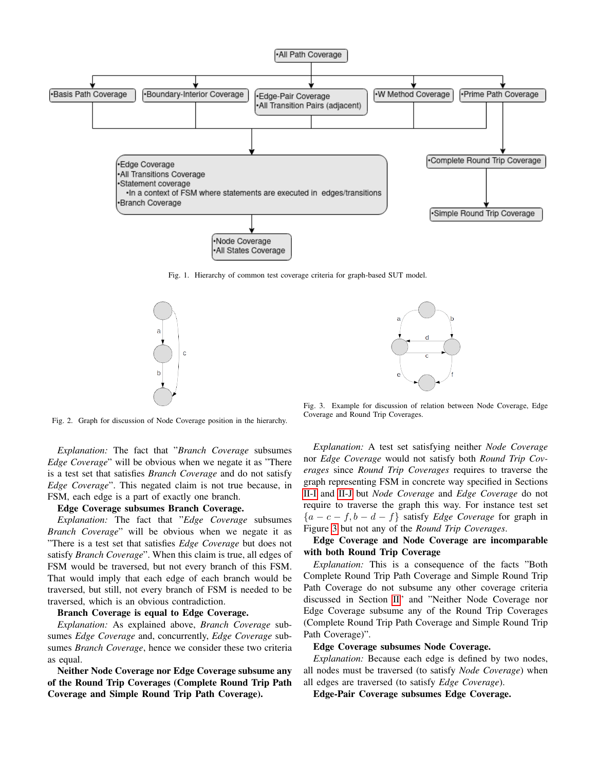Fig. 1. Hierarchy of common test coverage criteria for graph-based SUT model.

Fig. 2. Graph for discussion of Node Coverage position in the hierarchy.

Fig. 3. Example for discussion of relation between Node Coverage, Edge Coverage and Round Trip Coverages.

*Explanation:* The fact that "*Branch Coverage* subsumes *Edge Coverage*" will be obvious when we negate it as "There is a test set that satisfies *Branch Coverage* and do not satisfy *Edge Coverage*". This negated claim is not true because, in FSM, each edge is a part of exactly one branch.

**Edge Coverage subsumes Branch Coverage.**

*Explanation:* The fact that "*Edge Coverage* subsumes *Branch Coverage*" will be obvious when we negate it as "There is a test set that satisfies *Edge Coverage* but does not satisfy *Branch Coverage*". When this claim is true, all edges of FSM would be traversed, but not every branch of this FSM. That would imply that each edge of each branch would be traversed, but still, not every branch of FSM is needed to be traversed, which is an obvious contradiction.

**Branch Coverage is equal to Edge Coverage.**

*Explanation:* As explained above, *Branch Coverage* subsumes *Edge Coverage* and, concurrently, *Edge Coverage* subsumes *Branch Coverage*, hence we consider these two criteria as equal.

**Neither Node Coverage nor Edge Coverage subsume any of the Round Trip Coverages (Complete Round Trip Path Coverage and Simple Round Trip Path Coverage).**

*Explanation:* A test set satisfying neither *Node Coverage* nor *Edge Coverage* would not satisfy both *Round Trip Coverages* since *Round Trip Coverages* requires to traverse the graph representing FSM in concrete way specified in Sections II-I and II-J but *Node Coverage* and *Edge Coverage* do not require to traverse the graph this way. For instance test set $\{a - c - f, b - d - f\}$ satisfy *Edge Coverage* for graph in Figure 3 but not any of the *Round Trip Coverages*.

**Edge Coverage and Node Coverage are incomparable with both Round Trip Coverage**

*Explanation:* This is a consequence of the facts "Both Complete Round Trip Path Coverage and Simple Round Trip Path Coverage do not subsume any other coverage criteria discussed in Section II" and "Neither Node Coverage nor Edge Coverage subsume any of the Round Trip Coverages (Complete Round Trip Path Coverage and Simple Round Trip Path Coverage)".

**Edge Coverage subsumes Node Coverage.**

*Explanation:* Because each edge is defined by two nodes, all nodes must be traversed (to satisfy *Node Coverage*) when all edges are traversed (to satisfy *Edge Coverage*).

**Edge-Pair Coverage subsumes Edge Coverage.**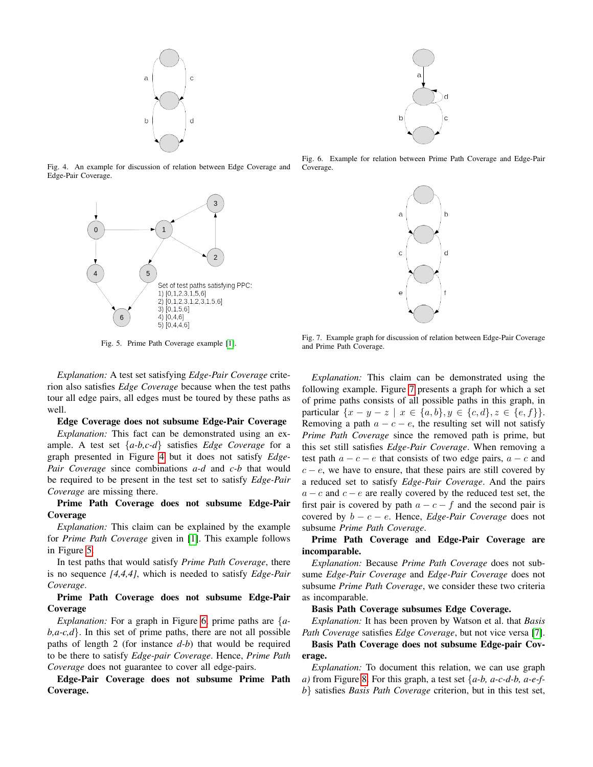Fig. 4. An example for discussion of relation between Edge Coverage and Edge-Pair Coverage.

Fig. 6. Example for relation between Prime Path Coverage and Edge-Pair Coverage.

Set of test paths satisfying PPC:
1) [0,1,2,3,1,5,6]
2) [0,1,2,3,1,2,3,1,5,6]
3) [0,1,5,6]
4) [0,4,6]
5) [0,4,4,6]

Fig. 5. Prime Path Coverage example [1].

Fig. 7. Example graph for discussion of relation between Edge-Pair Coverage and Prime Path Coverage.

*Explanation:* A test set satisfying *Edge-Pair Coverage* criterion also satisfies *Edge Coverage* because when the test paths tour all edge pairs, all edges must be toured by these paths as well.

**Edge Coverage does not subsume Edge-Pair Coverage**

*Explanation:* This fact can be demonstrated using an example. A test set {*a-b,c-d*} satisfies *Edge Coverage* for a graph presented in Figure 4 but it does not satisfy *Edge-Pair Coverage* since combinations *a-d* and *c-b* that would be required to be present in the test set to satisfy *Edge-Pair Coverage* are missing there.

**Prime Path Coverage does not subsume Edge-Pair Coverage**

*Explanation:* This claim can be explained by the example for *Prime Path Coverage* given in [1]. This example follows in Figure 5.

In test paths that would satisfy *Prime Path Coverage*, there is no sequence *[4,4,4]*, which is needed to satisfy *Edge-Pair Coverage*.

**Prime Path Coverage does not subsume Edge-Pair Coverage**

*Explanation:* For a graph in Figure 6, prime paths are {*a-b,a-c,d*}. In this set of prime paths, there are not all possible paths of length 2 (for instance *d-b*) that would be required to be there to satisfy *Edge-pair Coverage*. Hence, *Prime Path Coverage* does not guarantee to cover all edge-pairs.

**Edge-Pair Coverage does not subsume Prime Path Coverage.**

*Explanation:* This claim can be demonstrated using the following example. Figure 7 presents a graph for which a set of prime paths consists of all possible paths in this graph, in particular $\{x - y - z \mid x \in \{a, b\}, y \in \{c, d\}, z \in \{e, f\}\}$. Removing a path $a - c - e$, the resulting set will not satisfy *Prime Path Coverage* since the removed path is prime, but this set still satisfies *Edge-Pair Coverage*. When removing a test path $a - c - e$ that consists of two edge pairs, $a - c$ and $c - e$, we have to ensure, that these pairs are still covered by a reduced set to satisfy *Edge-Pair Coverage*. And the pairs $a - c$ and $c - e$ are really covered by the reduced test set, the first pair is covered by path $a - c - f$ and the second pair is covered by $b - c - e$. Hence, *Edge-Pair Coverage* does not subsume *Prime Path Coverage*.

**Prime Path Coverage and Edge-Pair Coverage are incomparable.**

*Explanation:* Because *Prime Path Coverage* does not subsume *Edge-Pair Coverage* and *Edge-Pair Coverage* does not subsume *Prime Path Coverage*, we consider these two criteria as incomparable.

**Basis Path Coverage subsumes Edge Coverage.**

*Explanation:* It has been proven by Watson et al. that *Basis Path Coverage* satisfies *Edge Coverage*, but not vice versa [7].

**Basis Path Coverage does not subsume Edge-pair Coverage.**

*Explanation:* To document this relation, we can use graph *a)* from Figure 8. For this graph, a test set {*a-b, a-c-d-b, a-e-f-b*} satisfies *Basis Path Coverage* criterion, but in this test set,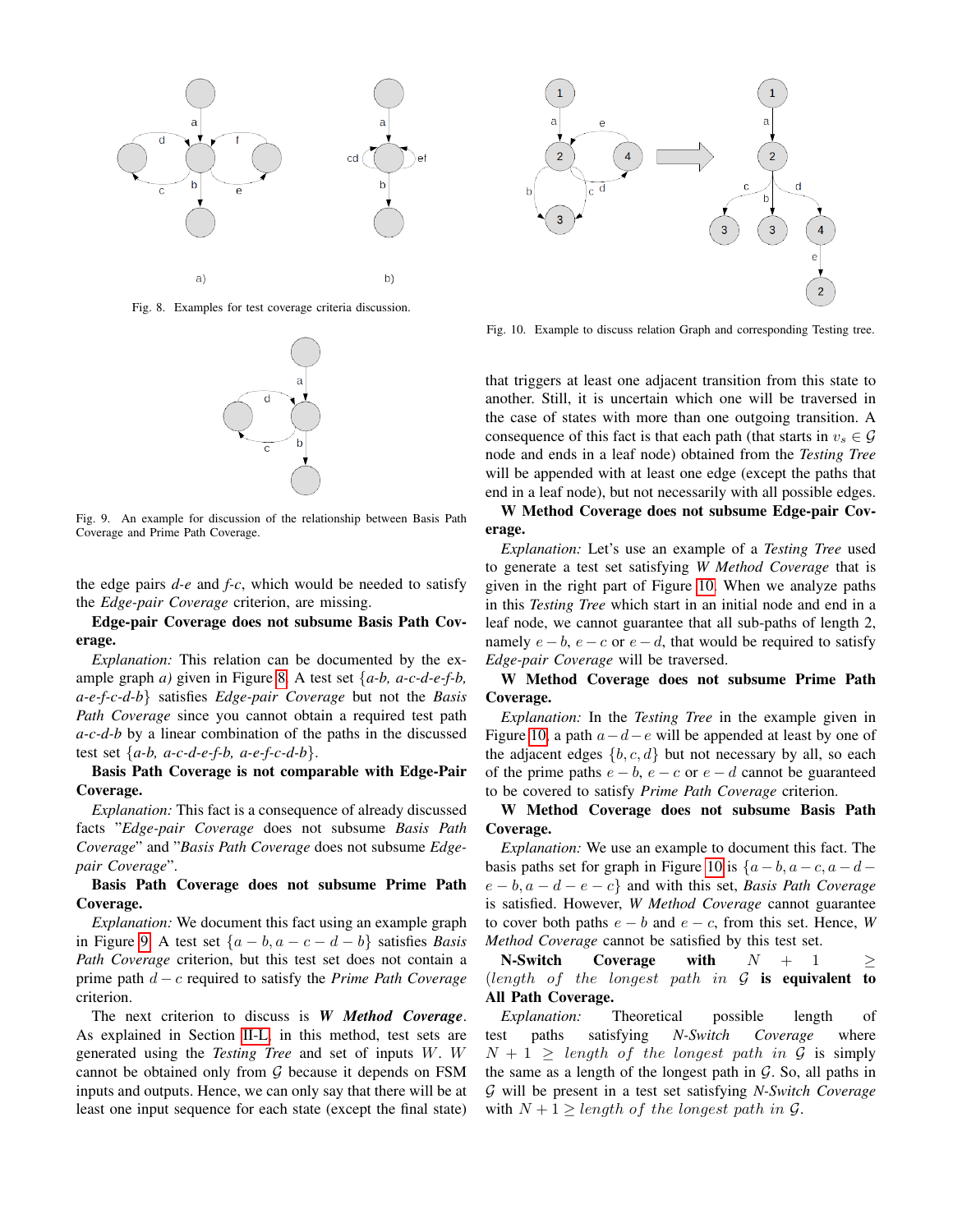Fig. 8. Examples for test coverage criteria discussion.

Fig. 9. An example for discussion of the relationship between Basis Path Coverage and Prime Path Coverage.

the edge pairs *d-e* and *f-c*, which would be needed to satisfy the *Edge-pair Coverage* criterion, are missing.

**Edge-pair Coverage does not subsume Basis Path Coverage.**

*Explanation:* This relation can be documented by the example graph *a)* given in Figure 8. A test set {*a-b, a-c-d-e-f-b, a-e-f-c-d-b*} satisfies *Edge-pair Coverage* but not the *Basis Path Coverage* since you cannot obtain a required test path *a-c-d-b* by a linear combination of the paths in the discussed test set {*a-b, a-c-d-e-f-b, a-e-f-c-d-b*}.

**Basis Path Coverage is not comparable with Edge-Pair Coverage.**

*Explanation:* This fact is a consequence of already discussed facts "*Edge-pair Coverage* does not subsume *Basis Path Coverage*" and "*Basis Path Coverage* does not subsume *Edge-pair Coverage*".

**Basis Path Coverage does not subsume Prime Path Coverage.**

*Explanation:* We document this fact using an example graph in Figure 9. A test set $\{a-b, a-c-d-b\}$ satisfies *Basis Path Coverage* criterion, but this test set does not contain a prime path $d-c$ required to satisfy the *Prime Path Coverage* criterion.

The next criterion to discuss is ***W Method Coverage***. As explained in Section II-L, in this method, test sets are generated using the *Testing Tree* and set of inputs $W$. $W$ cannot be obtained only from $\mathcal{G}$ because it depends on FSM inputs and outputs. Hence, we can only say that there will be at least one input sequence for each state (except the final state) that triggers at least one adjacent transition from this state to another. Still, it is uncertain which one will be traversed in the case of states with more than one outgoing transition. A consequence of this fact is that each path (that starts in $v_s \in \mathcal{G}$ node and ends in a leaf node) obtained from the *Testing Tree* will be appended with at least one edge (except the paths that end in a leaf node), but not necessarily with all possible edges.

Fig. 10. Example to discuss relation Graph and corresponding Testing tree.

**W Method Coverage does not subsume Edge-pair Coverage.**

*Explanation:* Let's use an example of a *Testing Tree* used to generate a test set satisfying *W Method Coverage* that is given in the right part of Figure 10. When we analyze paths in this *Testing Tree* which start in an initial node and end in a leaf node, we cannot guarantee that all sub-paths of length 2, namely $e-b$, $e-c$ or $e-d$, that would be required to satisfy *Edge-pair Coverage* will be traversed.

**W Method Coverage does not subsume Prime Path Coverage.**

*Explanation:* In the *Testing Tree* in the example given in Figure 10, a path $a-d-e$ will be appended at least by one of the adjacent edges $\{b, c, d\}$ but not necessary by all, so each of the prime paths $e-b$, $e-c$ or $e-d$ cannot be guaranteed to be covered to satisfy *Prime Path Coverage* criterion.

**W Method Coverage does not subsume Basis Path Coverage.**

*Explanation:* We use an example to document this fact. The basis paths set for graph in Figure 10 is $\{a-b, a-c, a-d-e-b, a-d-e-c\}$ and with this set, *Basis Path Coverage* is satisfied. However, *W Method Coverage* cannot guarantee to cover both paths $e-b$ and $e-c$, from this set. Hence, *W Method Coverage* cannot be satisfied by this test set.

**N-Switch Coverage with** $N+1 \geq$ $(length\ of\ the\ longest\ path\ in\ \mathcal{G}$ **is equivalent to All Path Coverage.**

*Explanation:* Theoretical possible length of test paths satisfying *N-Switch Coverage* where $N+1 \geq length\ of\ the\ longest\ path\ in\ \mathcal{G}$ is simply the same as a length of the longest path in $\mathcal{G}$. So, all paths in $\mathcal{G}$ will be present in a test set satisfying *N-Switch Coverage* with $N+1 \geq length\ of\ the\ longest\ path\ in\ \mathcal{G}$.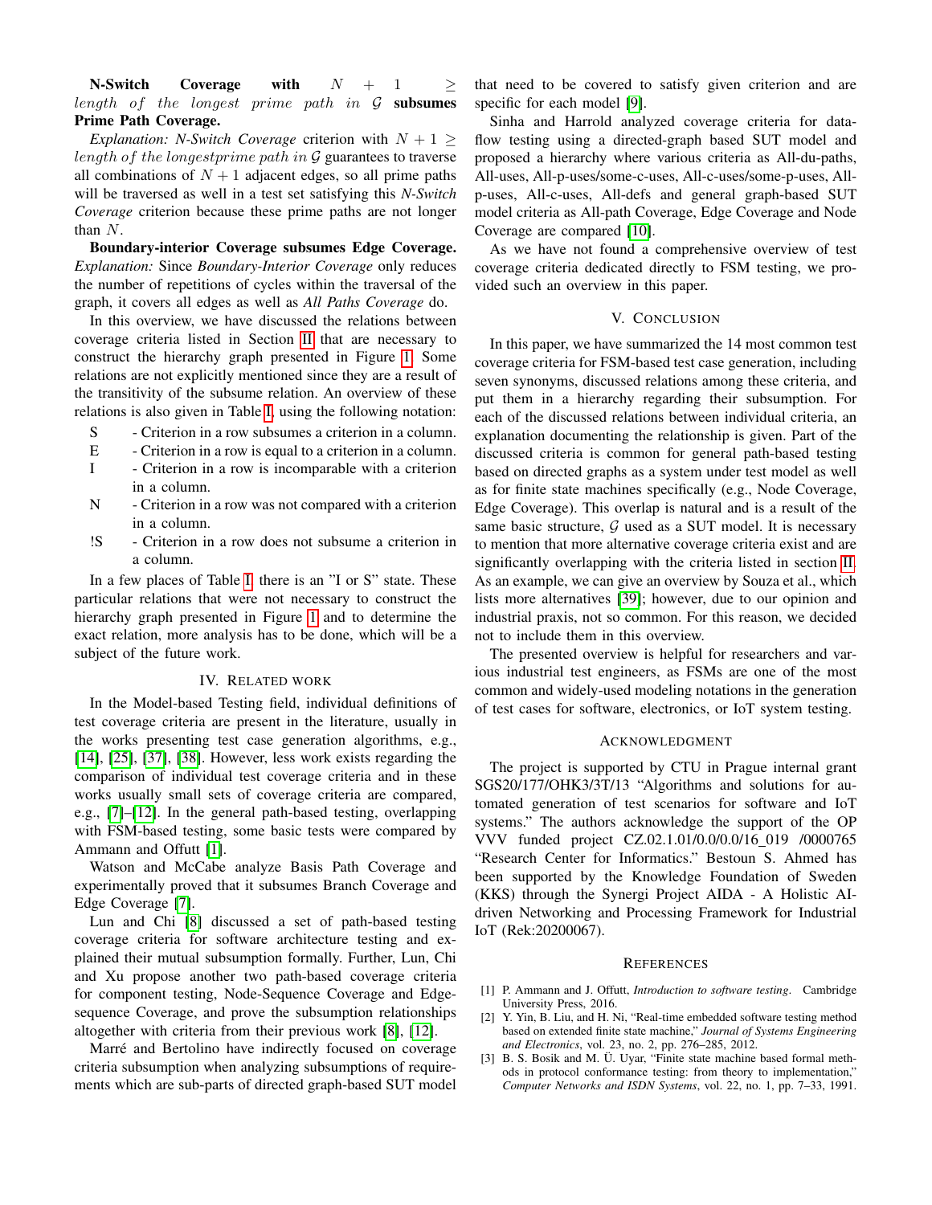**N-Switch Coverage with $N + 1 \geq$ *length of the longest prime path in* $\mathcal{G}$ subsumes Prime Path Coverage.**

*Explanation: N-Switch Coverage* criterion with $N + 1 \geq$ *length of the longestprime path in* $\mathcal{G}$ guarantees to traverse all combinations of $N + 1$ adjacent edges, so all prime paths will be traversed as well in a test set satisfying this *N-Switch Coverage* criterion because these prime paths are not longer than $N$.

**Boundary-interior Coverage subsumes Edge Coverage.** *Explanation:* Since *Boundary-Interior Coverage* only reduces the number of repetitions of cycles within the traversal of the graph, it covers all edges as well as *All Paths Coverage* do.

In this overview, we have discussed the relations between coverage criteria listed in Section II that are necessary to construct the hierarchy graph presented in Figure 1. Some relations are not explicitly mentioned since they are a result of the transitivity of the subsume relation. An overview of these relations is also given in Table I, using the following notation:

- S - Criterion in a row subsumes a criterion in a column.
- E - Criterion in a row is equal to a criterion in a column.
- I - Criterion in a row is incomparable with a criterion in a column.
- N - Criterion in a row was not compared with a criterion in a column.
- !S - Criterion in a row does not subsume a criterion in a column.

In a few places of Table I, there is an "I or S" state. These particular relations that were not necessary to construct the hierarchy graph presented in Figure 1 and to determine the exact relation, more analysis has to be done, which will be a subject of the future work.

## IV. Related Work

In the Model-based Testing field, individual definitions of test coverage criteria are present in the literature, usually in the works presenting test case generation algorithms, e.g., [14], [25], [37], [38]. However, less work exists regarding the comparison of individual test coverage criteria and in these works usually small sets of coverage criteria are compared, e.g., [7]–[12]. In the general path-based testing, overlapping with FSM-based testing, some basic tests were compared by Ammann and Offutt [1].

Watson and McCabe analyze Basis Path Coverage and experimentally proved that it subsumes Branch Coverage and Edge Coverage [7].

Lun and Chi [8] discussed a set of path-based testing coverage criteria for software architecture testing and explained their mutual subsumption formally. Further, Lun, Chi and Xu propose another two path-based coverage criteria for component testing, Node-Sequence Coverage and Edge-sequence Coverage, and prove the subsumption relationships altogether with criteria from their previous work [8], [12].

Marré and Bertolino have indirectly focused on coverage criteria subsumption when analyzing subsumptions of requirements which are sub-parts of directed graph-based SUT model that need to be covered to satisfy given criterion and are specific for each model [9].

Sinha and Harrold analyzed coverage criteria for data-flow testing using a directed-graph based SUT model and proposed a hierarchy where various criteria as All-du-paths, All-uses, All-p-uses/some-c-uses, All-c-uses/some-p-uses, All-p-uses, All-c-uses, All-defs and general graph-based SUT model criteria as All-path Coverage, Edge Coverage and Node Coverage are compared [10].

As we have not found a comprehensive overview of test coverage criteria dedicated directly to FSM testing, we provided such an overview in this paper.

## V. Conclusion

In this paper, we have summarized the 14 most common test coverage criteria for FSM-based test case generation, including seven synonyms, discussed relations among these criteria, and put them in a hierarchy regarding their subsumption. For each of the discussed relations between individual criteria, an explanation documenting the relationship is given. Part of the discussed criteria is common for general path-based testing based on directed graphs as a system under test model as well as for finite state machines specifically (e.g., Node Coverage, Edge Coverage). This overlap is natural and is a result of the same basic structure, $\mathcal{G}$ used as a SUT model. It is necessary to mention that more alternative coverage criteria exist and are significantly overlapping with the criteria listed in section II. As an example, we can give an overview by Souza et al., which lists more alternatives [39]; however, due to our opinion and industrial praxis, not so common. For this reason, we decided not to include them in this overview.

The presented overview is helpful for researchers and various industrial test engineers, as FSMs are one of the most common and widely-used modeling notations in the generation of test cases for software, electronics, or IoT system testing.

## Acknowledgment

The project is supported by CTU in Prague internal grant SGS20/177/OHK3/3T/13 "Algorithms and solutions for automated generation of test scenarios for software and IoT systems." The authors acknowledge the support of the OP VVV funded project CZ.02.1.01/0.0/0.0/16_019 /0000765 "Research Center for Informatics." Bestoun S. Ahmed has been supported by the Knowledge Foundation of Sweden (KKS) through the Synergi Project AIDA - A Holistic AI-driven Networking and Processing Framework for Industrial IoT (Rek:20200067).

## References

[1] P. Ammann and J. Offutt, *Introduction to software testing*. Cambridge University Press, 2016.

[2] Y. Yin, B. Liu, and H. Ni, "Real-time embedded software testing method based on extended finite state machine," *Journal of Systems Engineering and Electronics*, vol. 23, no. 2, pp. 276–285, 2012.

[3] B. S. Bosik and M. Ü. Uyar, "Finite state machine based formal methods in protocol conformance testing: from theory to implementation," *Computer Networks and ISDN Systems*, vol. 22, no. 1, pp. 7–33, 1991.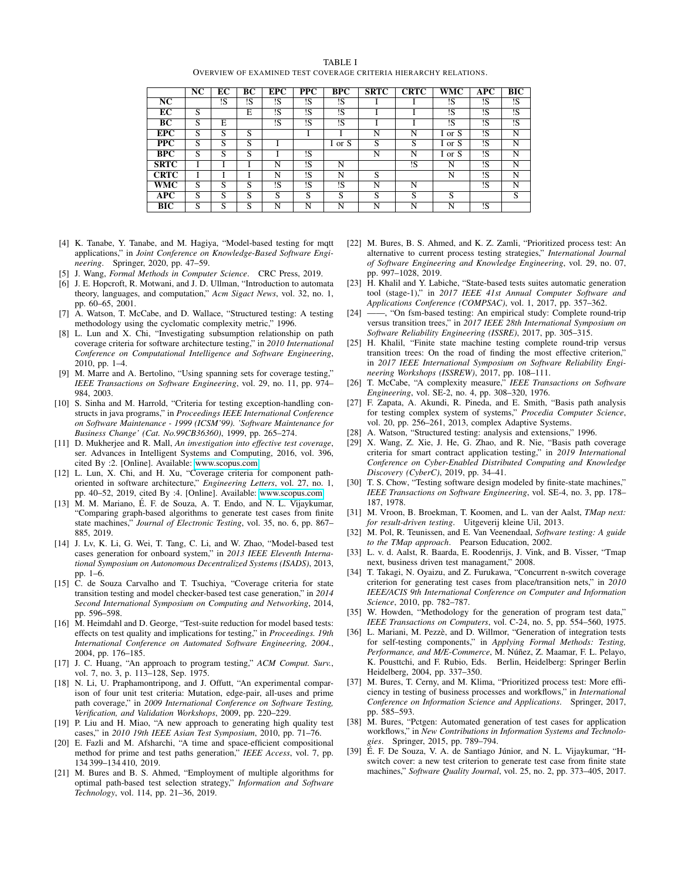TABLE I
OVERVIEW OF EXAMINED TEST COVERAGE CRITERIA HIERARCHY RELATIONS.

| | NC | EC | BC | EPC | PPC | BPC | SRTC | CRTC | WMC | APC | BIC |
|---|---|---|---|---|---|---|---|---|---|---|---|
| NC | | !S | !S | !S | !S | !S | I | I | !S | !S | !S |
| EC | S | | E | !S | !S | !S | I | I | !S | !S | !S |
| BC | S | E | | !S | !S | !S | I | I | !S | !S | !S |
| EPC | S | S | S | | I | I | N | N | I or S | !S | N |
| PPC | S | S | S | I | | I or S | S | S | I or S | !S | N |
| BPC | S | S | S | I | !S | | N | N | I or S | !S | N |
| SRTC | I | I | I | N | !S | N | | !S | N | !S | N |
| CRTC | I | I | I | N | !S | N | S | | N | !S | N |
| WMC | S | S | S | !S | !S | !S | N | N | | !S | N |
| APC | S | S | S | S | S | S | S | S | S | | S |
| BIC | S | S | S | N | N | N | N | N | N | !S | |

[4] K. Tanabe, Y. Tanabe, and M. Hagiya, "Model-based testing for mqtt applications," in *Joint Conference on Knowledge-Based Software Engineering*. Springer, 2020, pp. 47–59.

[5] J. Wang, *Formal Methods in Computer Science*. CRC Press, 2019.

[6] J. E. Hopcroft, R. Motwani, and J. D. Ullman, "Introduction to automata theory, languages, and computation," *Acm Sigact News*, vol. 32, no. 1, pp. 60–65, 2001.

[7] A. Watson, T. McCabe, and D. Wallace, "Structured testing: A testing methodology using the cyclomatic complexity metric," 1996.

[8] L. Lun and X. Chi, "Investigating subsumption relationship on path coverage criteria for software architecture testing," in *2010 International Conference on Computational Intelligence and Software Engineering*, 2010, pp. 1–4.

[9] M. Marre and A. Bertolino, "Using spanning sets for coverage testing," *IEEE Transactions on Software Engineering*, vol. 29, no. 11, pp. 974–984, 2003.

[10] S. Sinha and M. Harrold, "Criteria for testing exception-handling constructs in java programs," in *Proceedings IEEE International Conference on Software Maintenance - 1999 (ICSM'99). 'Software Maintenance for Business Change' (Cat. No.99CB36360)*, 1999, pp. 265–274.

[11] D. Mukherjee and R. Mall, *An investigation into effective test coverage*, ser. Advances in Intelligent Systems and Computing, 2016, vol. 396, cited By :2. [Online]. Available: www.scopus.com

[12] L. Lun, X. Chi, and H. Xu, "Coverage criteria for component path-oriented in software architecture," *Engineering Letters*, vol. 27, no. 1, pp. 40–52, 2019, cited By :4. [Online]. Available: www.scopus.com

[13] M. M. Mariano, É. F. de Souza, A. T. Endo, and N. L. Vijaykumar, "Comparing graph-based algorithms to generate test cases from finite state machines," *Journal of Electronic Testing*, vol. 35, no. 6, pp. 867–885, 2019.

[14] J. Lv, K. Li, G. Wei, T. Tang, C. Li, and W. Zhao, "Model-based test cases generation for onboard system," in *2013 IEEE Eleventh International Symposium on Autonomous Decentralized Systems (ISADS)*, 2013, pp. 1–6.

[15] C. de Souza Carvalho and T. Tsuchiya, "Coverage criteria for state transition testing and model checker-based test case generation," in *2014 Second International Symposium on Computing and Networking*, 2014, pp. 596–598.

[16] M. Heimdahl and D. George, "Test-suite reduction for model based tests: effects on test quality and implications for testing," in *Proceedings. 19th International Conference on Automated Software Engineering, 2004.*, 2004, pp. 176–185.

[17] J. C. Huang, "An approach to program testing," *ACM Comput. Surv.*, vol. 7, no. 3, p. 113–128, Sep. 1975.

[18] N. Li, U. Praphamontripong, and J. Offutt, "An experimental comparison of four unit test criteria: Mutation, edge-pair, all-uses and prime path coverage," in *2009 International Conference on Software Testing, Verification, and Validation Workshops*, 2009, pp. 220–229.

[19] P. Liu and H. Miao, "A new approach to generating high quality test cases," in *2010 19th IEEE Asian Test Symposium*, 2010, pp. 71–76.

[20] E. Fazli and M. Afsharchi, "A time and space-efficient compositional method for prime and test paths generation," *IEEE Access*, vol. 7, pp. 134 399–134 410, 2019.

[21] M. Bures and B. S. Ahmed, "Employment of multiple algorithms for optimal path-based test selection strategy," *Information and Software Technology*, vol. 114, pp. 21–36, 2019.

[22] M. Bures, B. S. Ahmed, and K. Z. Zamli, "Prioritized process test: An alternative to current process testing strategies," *International Journal of Software Engineering and Knowledge Engineering*, vol. 29, no. 07, pp. 997–1028, 2019.

[23] H. Khalil and Y. Labiche, "State-based tests suites automatic generation tool (stage-1)," in *2017 IEEE 41st Annual Computer Software and Applications Conference (COMPSAC)*, vol. 1, 2017, pp. 357–362.

[24] ——, "On fsm-based testing: An empirical study: Complete round-trip versus transition trees," in *2017 IEEE 28th International Symposium on Software Reliability Engineering (ISSRE)*, 2017, pp. 305–315.

[25] H. Khalil, "Finite state machine testing complete round-trip versus transition trees: On the road of finding the most effective criterion," in *2017 IEEE International Symposium on Software Reliability Engineering Workshops (ISSREW)*, 2017, pp. 108–111.

[26] T. McCabe, "A complexity measure," *IEEE Transactions on Software Engineering*, vol. SE-2, no. 4, pp. 308–320, 1976.

[27] F. Zapata, A. Akundi, R. Pineda, and E. Smith, "Basis path analysis for testing complex system of systems," *Procedia Computer Science*, vol. 20, pp. 256–261, 2013, complex Adaptive Systems.

[28] A. Watson, "Structured testing: analysis and extensions," 1996.

[29] X. Wang, Z. Xie, J. He, G. Zhao, and R. Nie, "Basis path coverage criteria for smart contract application testing," in *2019 International Conference on Cyber-Enabled Distributed Computing and Knowledge Discovery (CyberC)*, 2019, pp. 34–41.

[30] T. S. Chow, "Testing software design modeled by finite-state machines," *IEEE Transactions on Software Engineering*, vol. SE-4, no. 3, pp. 178–187, 1978.

[31] M. Vroon, B. Broekman, T. Koomen, and L. van der Aalst, *TMap next: for result-driven testing*. Uitgeverij kleine Uil, 2013.

[32] M. Pol, R. Teunissen, and E. Van Veenendaal, *Software testing: A guide to the TMap approach*. Pearson Education, 2002.

[33] L. v. d. Aalst, R. Baarda, E. Roodenrijs, J. Vink, and B. Visser, "Tmap next, business driven test managament," 2008.

[34] T. Takagi, N. Oyaizu, and Z. Furukawa, "Concurrent n-switch coverage criterion for generating test cases from place/transition nets," in *2010 IEEE/ACIS 9th International Conference on Computer and Information Science*, 2010, pp. 782–787.

[35] W. Howden, "Methodology for the generation of program test data," *IEEE Transactions on Computers*, vol. C-24, no. 5, pp. 554–560, 1975.

[36] L. Mariani, M. Pezzè, and D. Willmor, "Generation of integration tests for self-testing components," in *Applying Formal Methods: Testing, Performance, and M/E-Commerce*, M. Núñez, Z. Maamar, F. L. Pelayo, K. Pousttchi, and F. Rubio, Eds. Berlin, Heidelberg: Springer Berlin Heidelberg, 2004, pp. 337–350.

[37] M. Bures, T. Cerny, and M. Klima, "Prioritized process test: More efficiency in testing of business processes and workflows," in *International Conference on Information Science and Applications*. Springer, 2017, pp. 585–593.

[38] M. Bures, "Pctgen: Automated generation of test cases for application workflows," in *New Contributions in Information Systems and Technologies*. Springer, 2015, pp. 789–794.

[39] É. F. De Souza, V. A. de Santiago Júnior, and N. L. Vijaykumar, "H-switch cover: a new test criterion to generate test case from finite state machines," *Software Quality Journal*, vol. 25, no. 2, pp. 373–405, 2017.